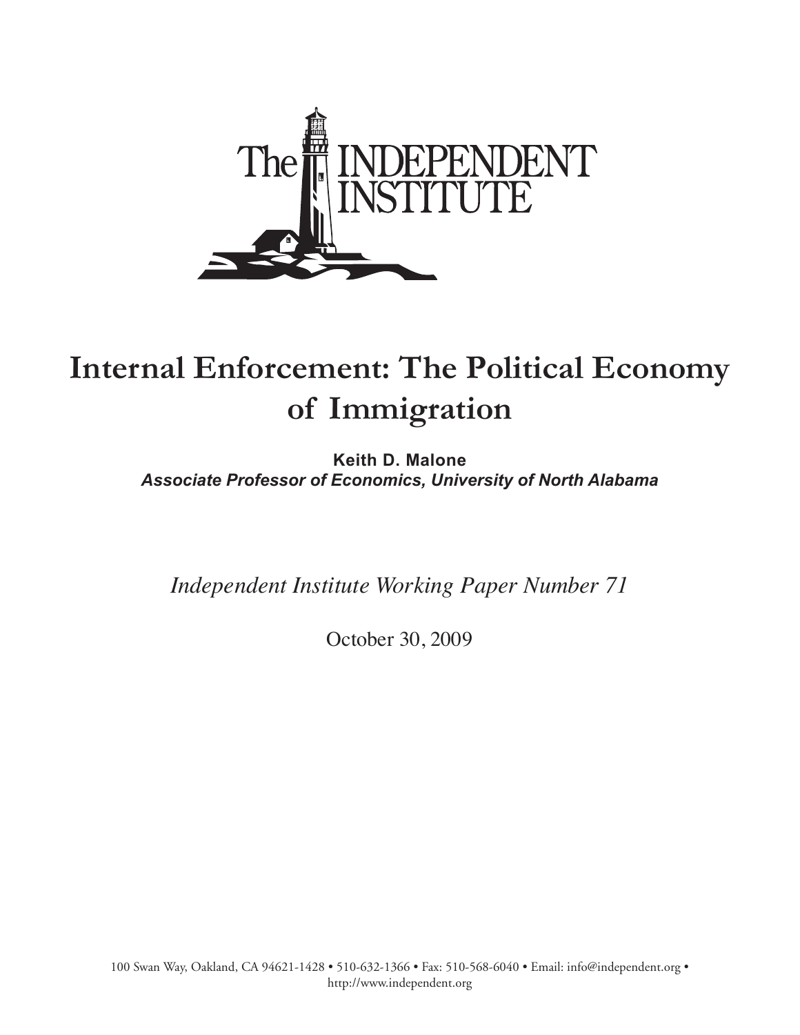The INDEPENDENT INSTITUTE

# Internal Enforcement: The Political Economy of Immigration

**Keith D. Malone**
***Associate Professor of Economics, University of North Alabama***

*Independent Institute Working Paper Number 71*

October 30, 2009

100 Swan Way, Oakland, CA 94621-1428 • 510-632-1366 • Fax: 510-568-6040 • Email: info@independent.org • http://www.independent.org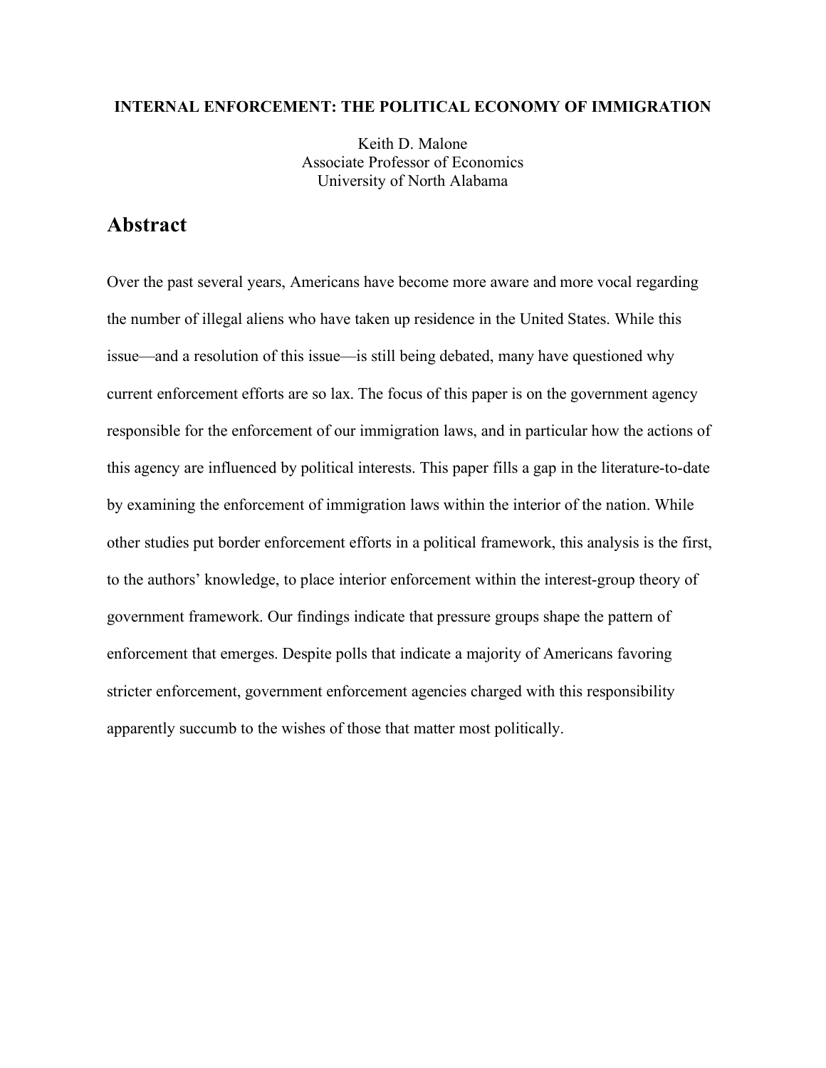**INTERNAL ENFORCEMENT: THE POLITICAL ECONOMY OF IMMIGRATION**

Keith D. Malone
Associate Professor of Economics
University of North Alabama

# Abstract

Over the past several years, Americans have become more aware and more vocal regarding the number of illegal aliens who have taken up residence in the United States. While this issue—and a resolution of this issue—is still being debated, many have questioned why current enforcement efforts are so lax. The focus of this paper is on the government agency responsible for the enforcement of our immigration laws, and in particular how the actions of this agency are influenced by political interests. This paper fills a gap in the literature-to-date by examining the enforcement of immigration laws within the interior of the nation. While other studies put border enforcement efforts in a political framework, this analysis is the first, to the authors' knowledge, to place interior enforcement within the interest-group theory of government framework. Our findings indicate that pressure groups shape the pattern of enforcement that emerges. Despite polls that indicate a majority of Americans favoring stricter enforcement, government enforcement agencies charged with this responsibility apparently succumb to the wishes of those that matter most politically.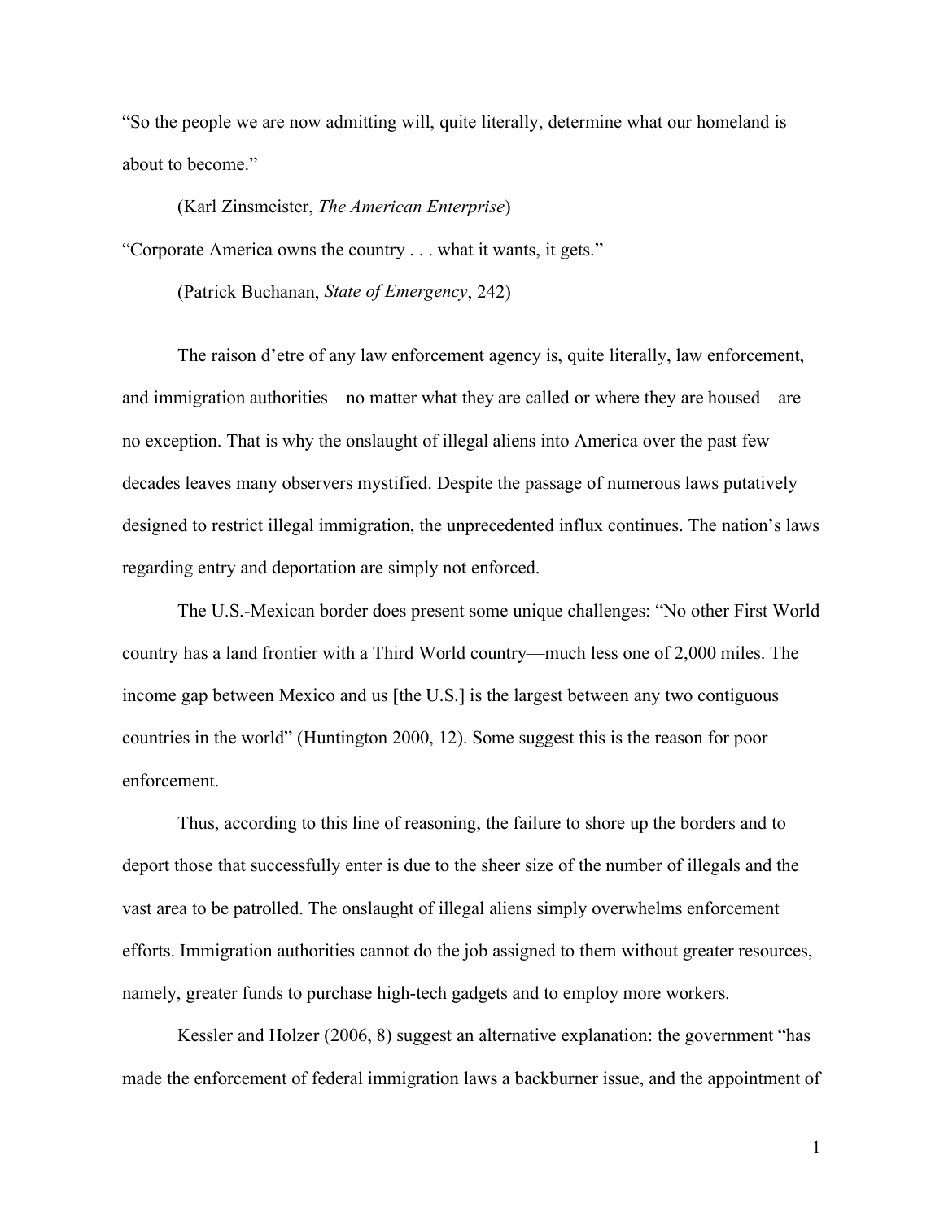"So the people we are now admitting will, quite literally, determine what our homeland is about to become."

(Karl Zinsmeister, *The American Enterprise*)

"Corporate America owns the country . . . what it wants, it gets."

(Patrick Buchanan, *State of Emergency*, 242)

The raison d'etre of any law enforcement agency is, quite literally, law enforcement, and immigration authorities—no matter what they are called or where they are housed—are no exception. That is why the onslaught of illegal aliens into America over the past few decades leaves many observers mystified. Despite the passage of numerous laws putatively designed to restrict illegal immigration, the unprecedented influx continues. The nation's laws regarding entry and deportation are simply not enforced.

The U.S.-Mexican border does present some unique challenges: "No other First World country has a land frontier with a Third World country—much less one of 2,000 miles. The income gap between Mexico and us [the U.S.] is the largest between any two contiguous countries in the world" (Huntington 2000, 12). Some suggest this is the reason for poor enforcement.

Thus, according to this line of reasoning, the failure to shore up the borders and to deport those that successfully enter is due to the sheer size of the number of illegals and the vast area to be patrolled. The onslaught of illegal aliens simply overwhelms enforcement efforts. Immigration authorities cannot do the job assigned to them without greater resources, namely, greater funds to purchase high-tech gadgets and to employ more workers.

Kessler and Holzer (2006, 8) suggest an alternative explanation: the government "has made the enforcement of federal immigration laws a backburner issue, and the appointment of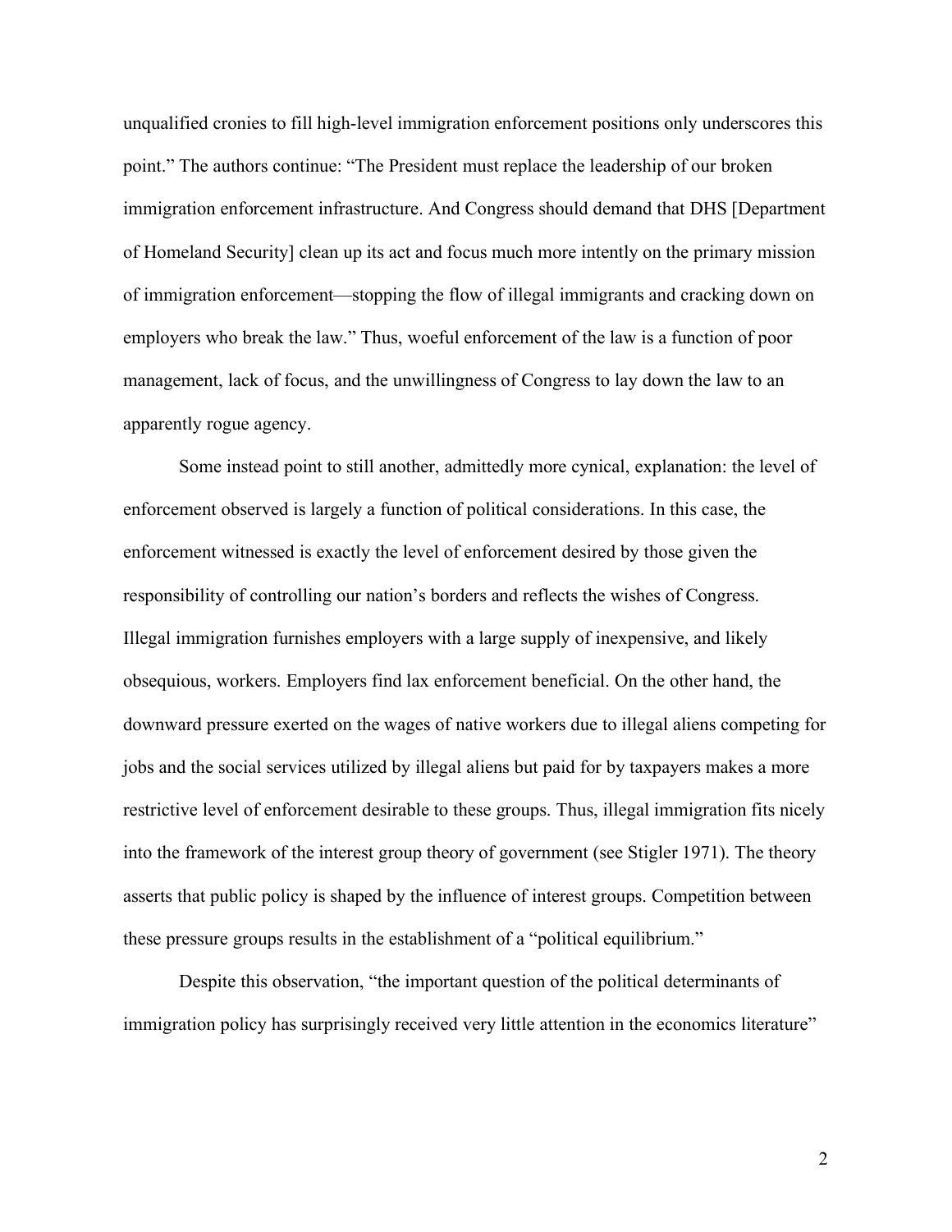unqualified cronies to fill high-level immigration enforcement positions only underscores this point." The authors continue: "The President must replace the leadership of our broken immigration enforcement infrastructure. And Congress should demand that DHS [Department of Homeland Security] clean up its act and focus much more intently on the primary mission of immigration enforcement—stopping the flow of illegal immigrants and cracking down on employers who break the law." Thus, woeful enforcement of the law is a function of poor management, lack of focus, and the unwillingness of Congress to lay down the law to an apparently rogue agency.

Some instead point to still another, admittedly more cynical, explanation: the level of enforcement observed is largely a function of political considerations. In this case, the enforcement witnessed is exactly the level of enforcement desired by those given the responsibility of controlling our nation's borders and reflects the wishes of Congress. Illegal immigration furnishes employers with a large supply of inexpensive, and likely obsequious, workers. Employers find lax enforcement beneficial. On the other hand, the downward pressure exerted on the wages of native workers due to illegal aliens competing for jobs and the social services utilized by illegal aliens but paid for by taxpayers makes a more restrictive level of enforcement desirable to these groups. Thus, illegal immigration fits nicely into the framework of the interest group theory of government (see Stigler 1971). The theory asserts that public policy is shaped by the influence of interest groups. Competition between these pressure groups results in the establishment of a "political equilibrium."

Despite this observation, "the important question of the political determinants of immigration policy has surprisingly received very little attention in the economics literature"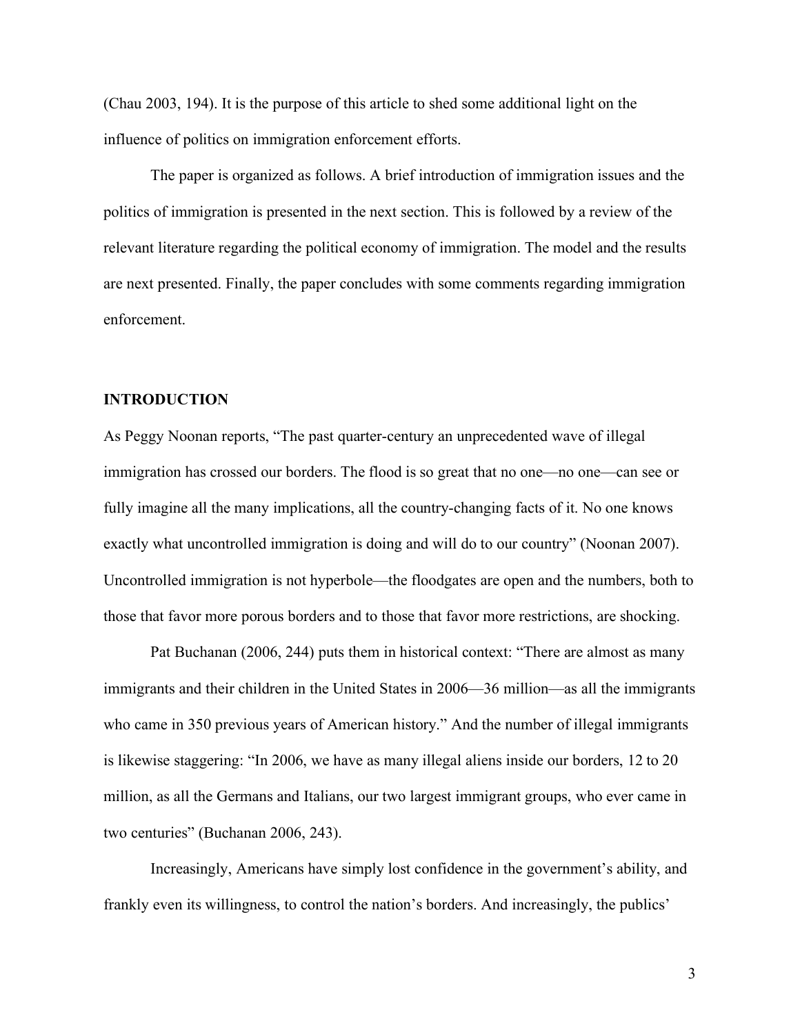(Chau 2003, 194). It is the purpose of this article to shed some additional light on the influence of politics on immigration enforcement efforts.

The paper is organized as follows. A brief introduction of immigration issues and the politics of immigration is presented in the next section. This is followed by a review of the relevant literature regarding the political economy of immigration. The model and the results are next presented. Finally, the paper concludes with some comments regarding immigration enforcement.

## INTRODUCTION

As Peggy Noonan reports, "The past quarter-century an unprecedented wave of illegal immigration has crossed our borders. The flood is so great that no one—no one—can see or fully imagine all the many implications, all the country-changing facts of it. No one knows exactly what uncontrolled immigration is doing and will do to our country" (Noonan 2007). Uncontrolled immigration is not hyperbole—the floodgates are open and the numbers, both to those that favor more porous borders and to those that favor more restrictions, are shocking.

Pat Buchanan (2006, 244) puts them in historical context: "There are almost as many immigrants and their children in the United States in 2006—36 million—as all the immigrants who came in 350 previous years of American history." And the number of illegal immigrants is likewise staggering: "In 2006, we have as many illegal aliens inside our borders, 12 to 20 million, as all the Germans and Italians, our two largest immigrant groups, who ever came in two centuries" (Buchanan 2006, 243).

Increasingly, Americans have simply lost confidence in the government's ability, and frankly even its willingness, to control the nation's borders. And increasingly, the publics'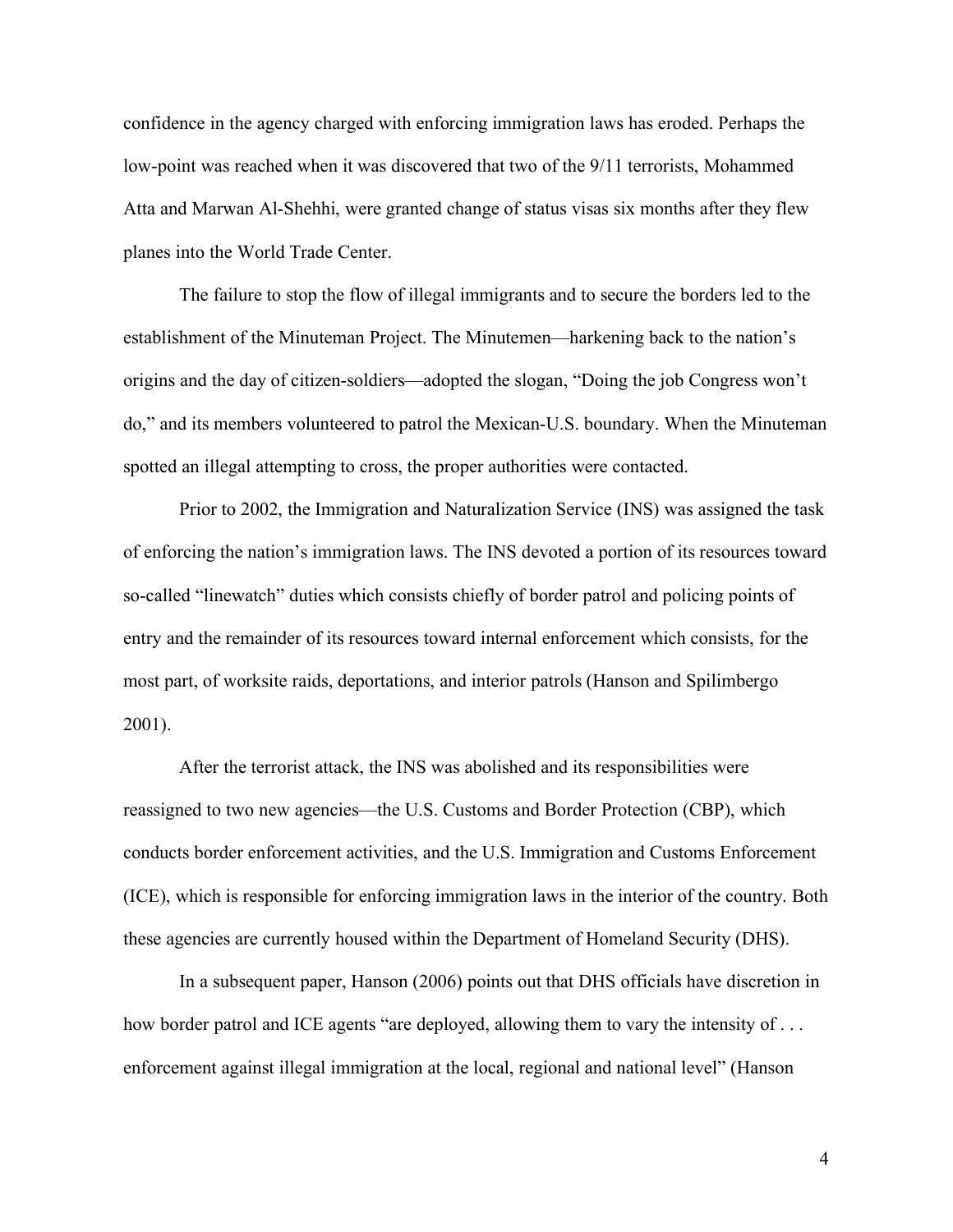confidence in the agency charged with enforcing immigration laws has eroded. Perhaps the low-point was reached when it was discovered that two of the 9/11 terrorists, Mohammed Atta and Marwan Al-Shehhi, were granted change of status visas six months after they flew planes into the World Trade Center.

The failure to stop the flow of illegal immigrants and to secure the borders led to the establishment of the Minuteman Project. The Minutemen—harkening back to the nation's origins and the day of citizen-soldiers—adopted the slogan, "Doing the job Congress won't do," and its members volunteered to patrol the Mexican-U.S. boundary. When the Minuteman spotted an illegal attempting to cross, the proper authorities were contacted.

Prior to 2002, the Immigration and Naturalization Service (INS) was assigned the task of enforcing the nation's immigration laws. The INS devoted a portion of its resources toward so-called "linewatch" duties which consists chiefly of border patrol and policing points of entry and the remainder of its resources toward internal enforcement which consists, for the most part, of worksite raids, deportations, and interior patrols (Hanson and Spilimbergo 2001).

After the terrorist attack, the INS was abolished and its responsibilities were reassigned to two new agencies—the U.S. Customs and Border Protection (CBP), which conducts border enforcement activities, and the U.S. Immigration and Customs Enforcement (ICE), which is responsible for enforcing immigration laws in the interior of the country. Both these agencies are currently housed within the Department of Homeland Security (DHS).

In a subsequent paper, Hanson (2006) points out that DHS officials have discretion in how border patrol and ICE agents "are deployed, allowing them to vary the intensity of . . . enforcement against illegal immigration at the local, regional and national level" (Hanson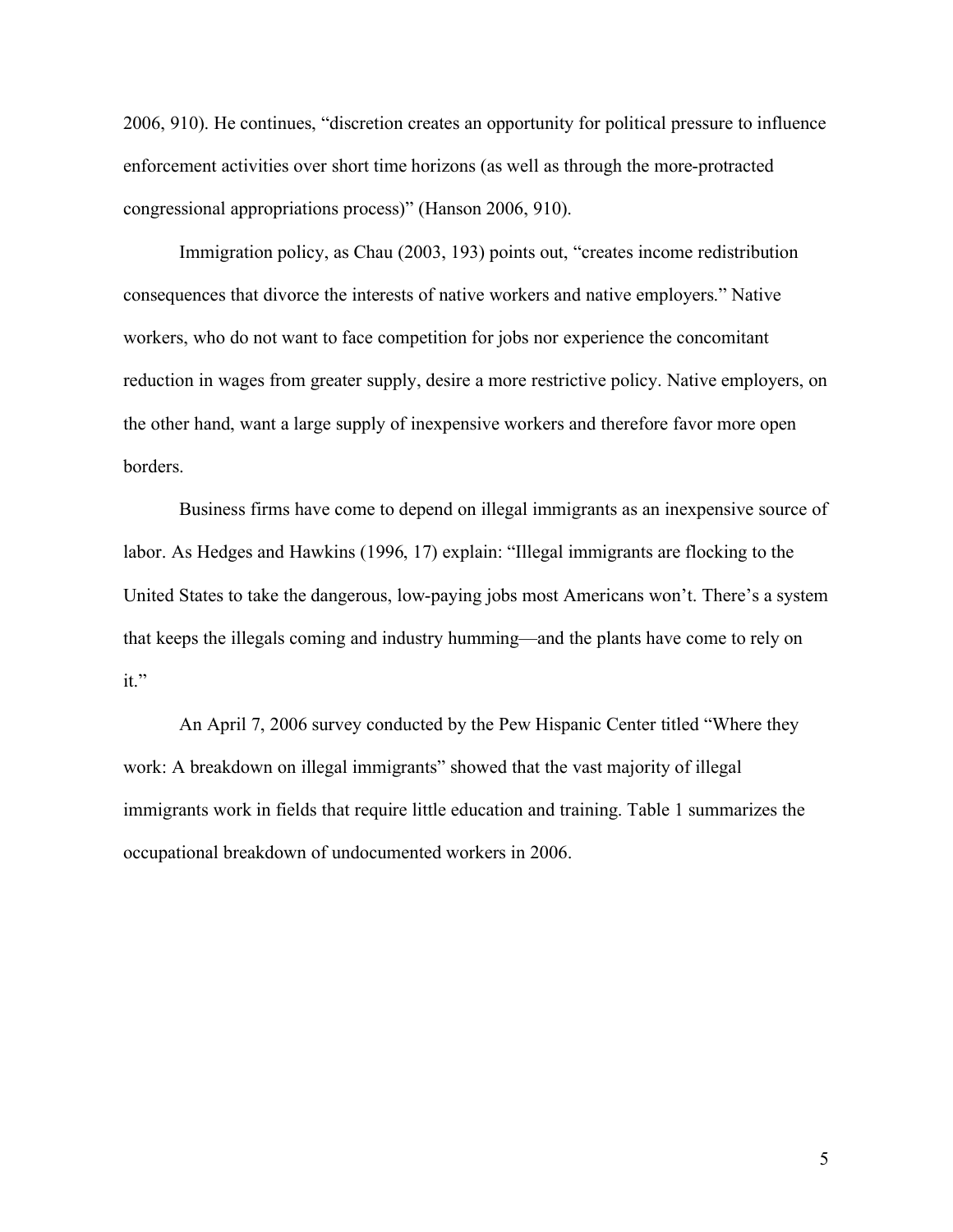2006, 910). He continues, “discretion creates an opportunity for political pressure to influence enforcement activities over short time horizons (as well as through the more-protracted congressional appropriations process)” (Hanson 2006, 910).

Immigration policy, as Chau (2003, 193) points out, “creates income redistribution consequences that divorce the interests of native workers and native employers.” Native workers, who do not want to face competition for jobs nor experience the concomitant reduction in wages from greater supply, desire a more restrictive policy. Native employers, on the other hand, want a large supply of inexpensive workers and therefore favor more open borders.

Business firms have come to depend on illegal immigrants as an inexpensive source of labor. As Hedges and Hawkins (1996, 17) explain: “Illegal immigrants are flocking to the United States to take the dangerous, low-paying jobs most Americans won’t. There’s a system that keeps the illegals coming and industry humming—and the plants have come to rely on it.”

An April 7, 2006 survey conducted by the Pew Hispanic Center titled “Where they work: A breakdown on illegal immigrants” showed that the vast majority of illegal immigrants work in fields that require little education and training. Table 1 summarizes the occupational breakdown of undocumented workers in 2006.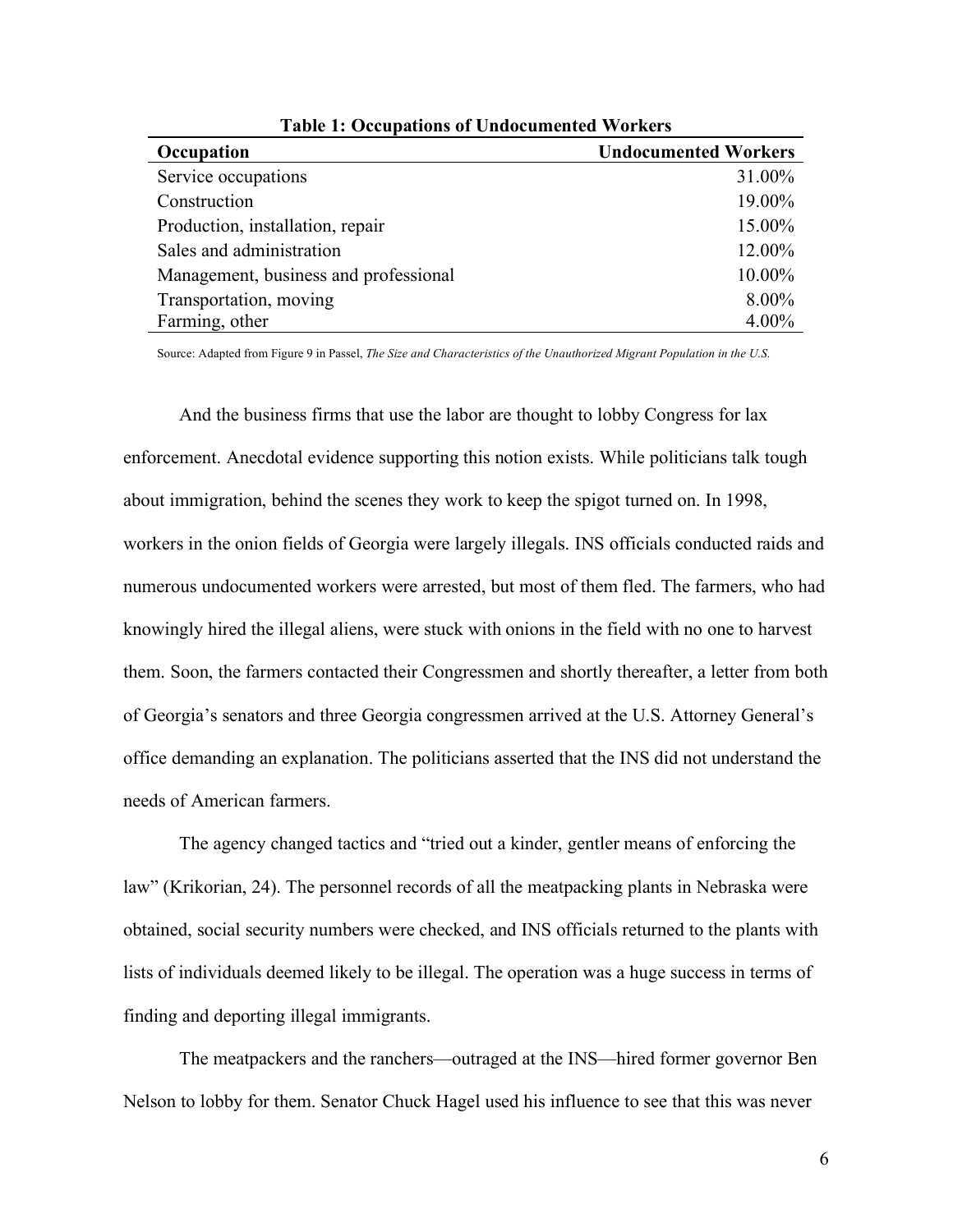**Table 1: Occupations of Undocumented Workers**

| Occupation | Undocumented Workers |
|---|---|
| Service occupations | 31.00% |
| Construction | 19.00% |
| Production, installation, repair | 15.00% |
| Sales and administration | 12.00% |
| Management, business and professional | 10.00% |
| Transportation, moving | 8.00% |
| Farming, other | 4.00% |

Source: Adapted from Figure 9 in Passel, *The Size and Characteristics of the Unauthorized Migrant Population in the U.S.*

And the business firms that use the labor are thought to lobby Congress for lax enforcement. Anecdotal evidence supporting this notion exists. While politicians talk tough about immigration, behind the scenes they work to keep the spigot turned on. In 1998, workers in the onion fields of Georgia were largely illegals. INS officials conducted raids and numerous undocumented workers were arrested, but most of them fled. The farmers, who had knowingly hired the illegal aliens, were stuck with onions in the field with no one to harvest them. Soon, the farmers contacted their Congressmen and shortly thereafter, a letter from both of Georgia's senators and three Georgia congressmen arrived at the U.S. Attorney General's office demanding an explanation. The politicians asserted that the INS did not understand the needs of American farmers.

The agency changed tactics and "tried out a kinder, gentler means of enforcing the law" (Krikorian, 24). The personnel records of all the meatpacking plants in Nebraska were obtained, social security numbers were checked, and INS officials returned to the plants with lists of individuals deemed likely to be illegal. The operation was a huge success in terms of finding and deporting illegal immigrants.

The meatpackers and the ranchers—outraged at the INS—hired former governor Ben Nelson to lobby for them. Senator Chuck Hagel used his influence to see that this was never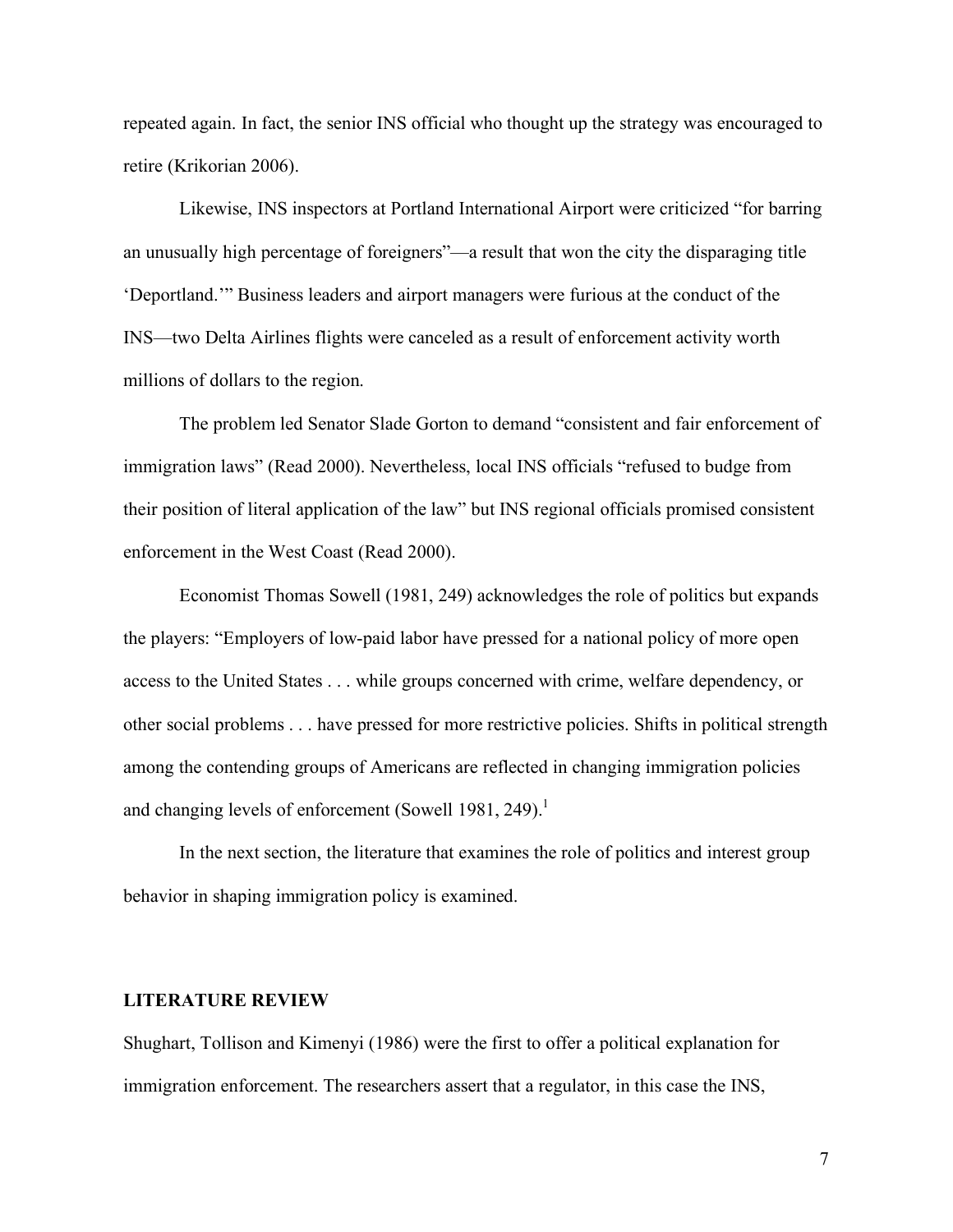repeated again. In fact, the senior INS official who thought up the strategy was encouraged to retire (Krikorian 2006).

Likewise, INS inspectors at Portland International Airport were criticized "for barring an unusually high percentage of foreigners"—a result that won the city the disparaging title 'Deportland.'" Business leaders and airport managers were furious at the conduct of the INS—two Delta Airlines flights were canceled as a result of enforcement activity worth millions of dollars to the region.

The problem led Senator Slade Gorton to demand "consistent and fair enforcement of immigration laws" (Read 2000). Nevertheless, local INS officials "refused to budge from their position of literal application of the law" but INS regional officials promised consistent enforcement in the West Coast (Read 2000).

Economist Thomas Sowell (1981, 249) acknowledges the role of politics but expands the players: "Employers of low-paid labor have pressed for a national policy of more open access to the United States . . . while groups concerned with crime, welfare dependency, or other social problems . . . have pressed for more restrictive policies. Shifts in political strength among the contending groups of Americans are reflected in changing immigration policies and changing levels of enforcement (Sowell 1981, 249).[1]

In the next section, the literature that examines the role of politics and interest group behavior in shaping immigration policy is examined.

## LITERATURE REVIEW

Shughart, Tollison and Kimenyi (1986) were the first to offer a political explanation for immigration enforcement. The researchers assert that a regulator, in this case the INS,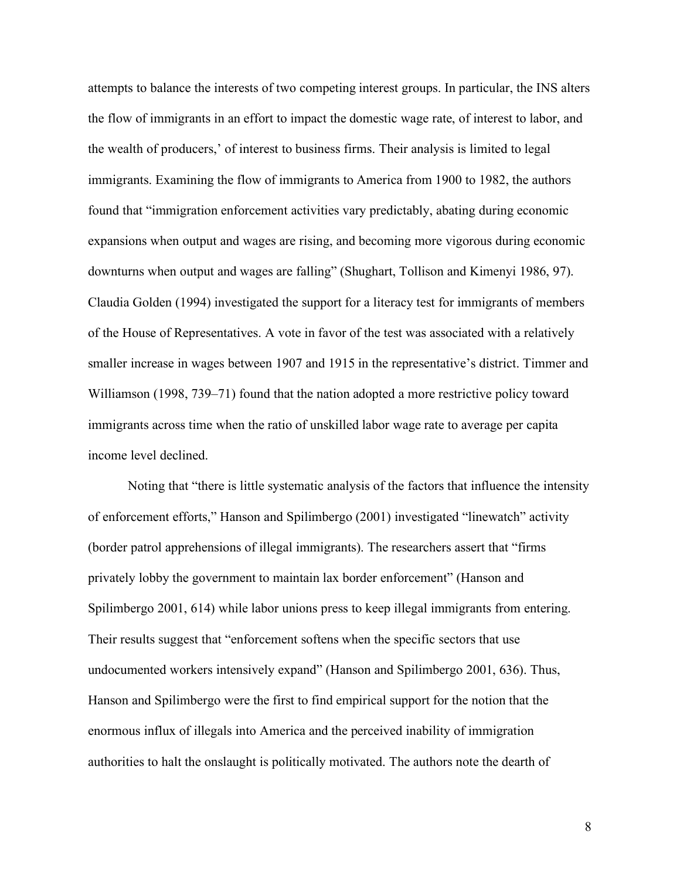attempts to balance the interests of two competing interest groups. In particular, the INS alters the flow of immigrants in an effort to impact the domestic wage rate, of interest to labor, and the wealth of producers,' of interest to business firms. Their analysis is limited to legal immigrants. Examining the flow of immigrants to America from 1900 to 1982, the authors found that "immigration enforcement activities vary predictably, abating during economic expansions when output and wages are rising, and becoming more vigorous during economic downturns when output and wages are falling" (Shughart, Tollison and Kimenyi 1986, 97). Claudia Golden (1994) investigated the support for a literacy test for immigrants of members of the House of Representatives. A vote in favor of the test was associated with a relatively smaller increase in wages between 1907 and 1915 in the representative's district. Timmer and Williamson (1998, 739–71) found that the nation adopted a more restrictive policy toward immigrants across time when the ratio of unskilled labor wage rate to average per capita income level declined.

Noting that "there is little systematic analysis of the factors that influence the intensity of enforcement efforts," Hanson and Spilimbergo (2001) investigated "linewatch" activity (border patrol apprehensions of illegal immigrants). The researchers assert that "firms privately lobby the government to maintain lax border enforcement" (Hanson and Spilimbergo 2001, 614) while labor unions press to keep illegal immigrants from entering. Their results suggest that "enforcement softens when the specific sectors that use undocumented workers intensively expand" (Hanson and Spilimbergo 2001, 636). Thus, Hanson and Spilimbergo were the first to find empirical support for the notion that the enormous influx of illegals into America and the perceived inability of immigration authorities to halt the onslaught is politically motivated. The authors note the dearth of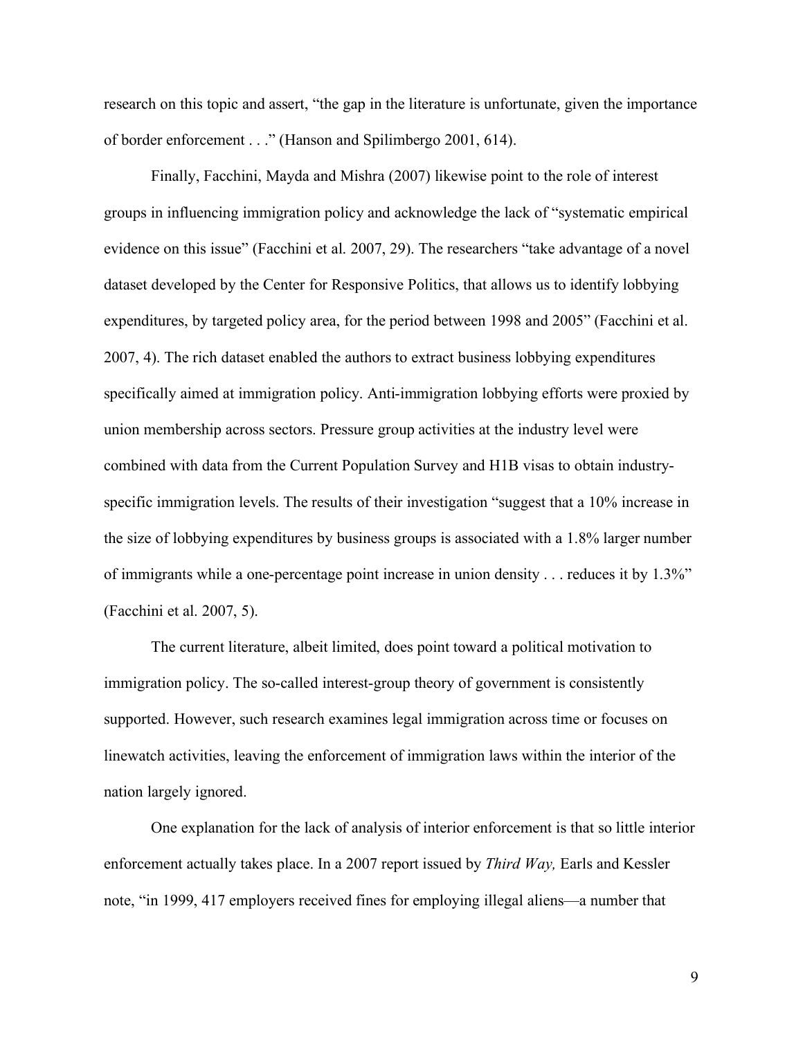research on this topic and assert, "the gap in the literature is unfortunate, given the importance of border enforcement . . ." (Hanson and Spilimbergo 2001, 614).

Finally, Facchini, Mayda and Mishra (2007) likewise point to the role of interest groups in influencing immigration policy and acknowledge the lack of "systematic empirical evidence on this issue" (Facchini et al. 2007, 29). The researchers "take advantage of a novel dataset developed by the Center for Responsive Politics, that allows us to identify lobbying expenditures, by targeted policy area, for the period between 1998 and 2005" (Facchini et al. 2007, 4). The rich dataset enabled the authors to extract business lobbying expenditures specifically aimed at immigration policy. Anti-immigration lobbying efforts were proxied by union membership across sectors. Pressure group activities at the industry level were combined with data from the Current Population Survey and H1B visas to obtain industry-specific immigration levels. The results of their investigation "suggest that a 10% increase in the size of lobbying expenditures by business groups is associated with a 1.8% larger number of immigrants while a one-percentage point increase in union density . . . reduces it by 1.3%" (Facchini et al. 2007, 5).

The current literature, albeit limited, does point toward a political motivation to immigration policy. The so-called interest-group theory of government is consistently supported. However, such research examines legal immigration across time or focuses on linewatch activities, leaving the enforcement of immigration laws within the interior of the nation largely ignored.

One explanation for the lack of analysis of interior enforcement is that so little interior enforcement actually takes place. In a 2007 report issued by *Third Way,* Earls and Kessler note, "in 1999, 417 employers received fines for employing illegal aliens—a number that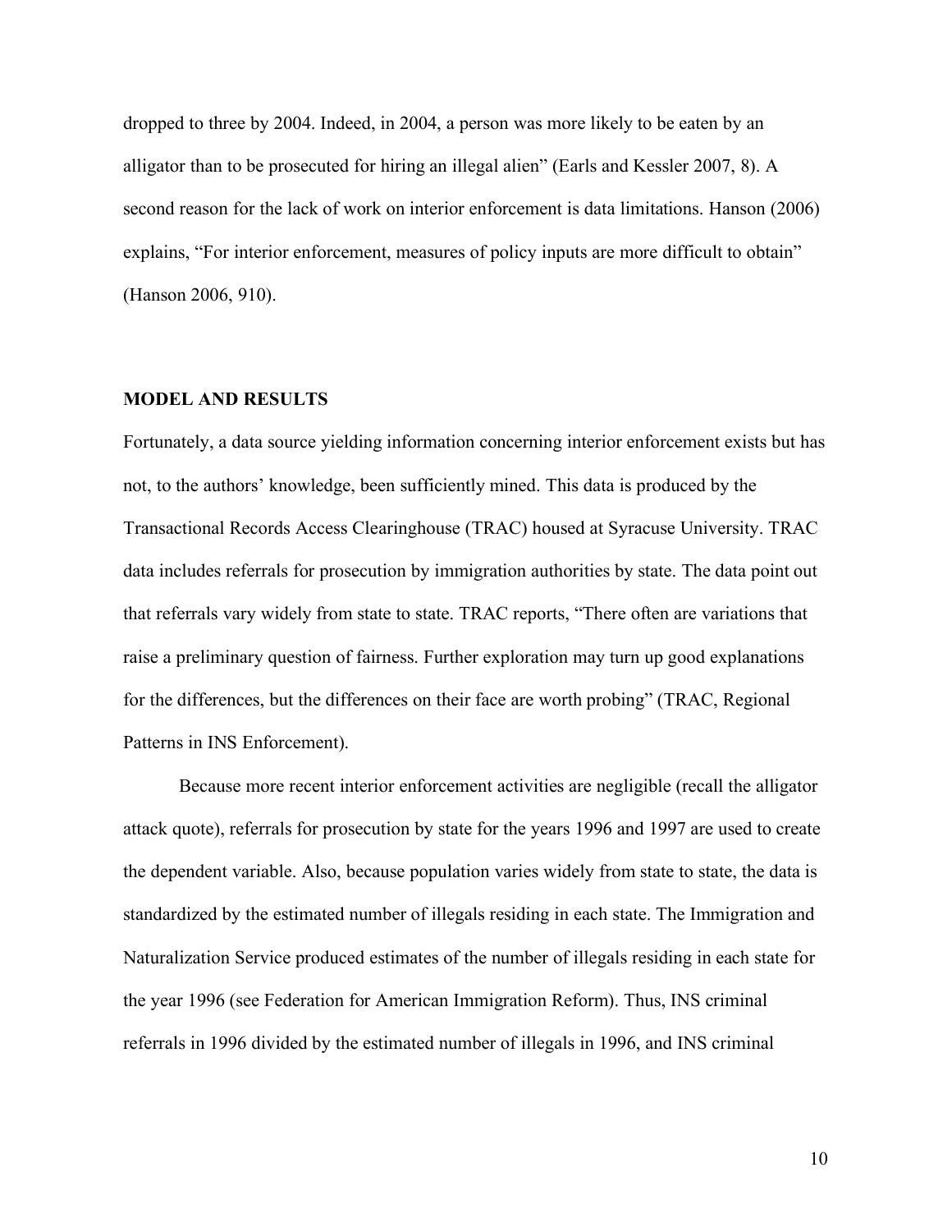dropped to three by 2004. Indeed, in 2004, a person was more likely to be eaten by an alligator than to be prosecuted for hiring an illegal alien" (Earls and Kessler 2007, 8). A second reason for the lack of work on interior enforcement is data limitations. Hanson (2006) explains, "For interior enforcement, measures of policy inputs are more difficult to obtain" (Hanson 2006, 910).

## MODEL AND RESULTS

Fortunately, a data source yielding information concerning interior enforcement exists but has not, to the authors' knowledge, been sufficiently mined. This data is produced by the Transactional Records Access Clearinghouse (TRAC) housed at Syracuse University. TRAC data includes referrals for prosecution by immigration authorities by state. The data point out that referrals vary widely from state to state. TRAC reports, "There often are variations that raise a preliminary question of fairness. Further exploration may turn up good explanations for the differences, but the differences on their face are worth probing" (TRAC, Regional Patterns in INS Enforcement).

Because more recent interior enforcement activities are negligible (recall the alligator attack quote), referrals for prosecution by state for the years 1996 and 1997 are used to create the dependent variable. Also, because population varies widely from state to state, the data is standardized by the estimated number of illegals residing in each state. The Immigration and Naturalization Service produced estimates of the number of illegals residing in each state for the year 1996 (see Federation for American Immigration Reform). Thus, INS criminal referrals in 1996 divided by the estimated number of illegals in 1996, and INS criminal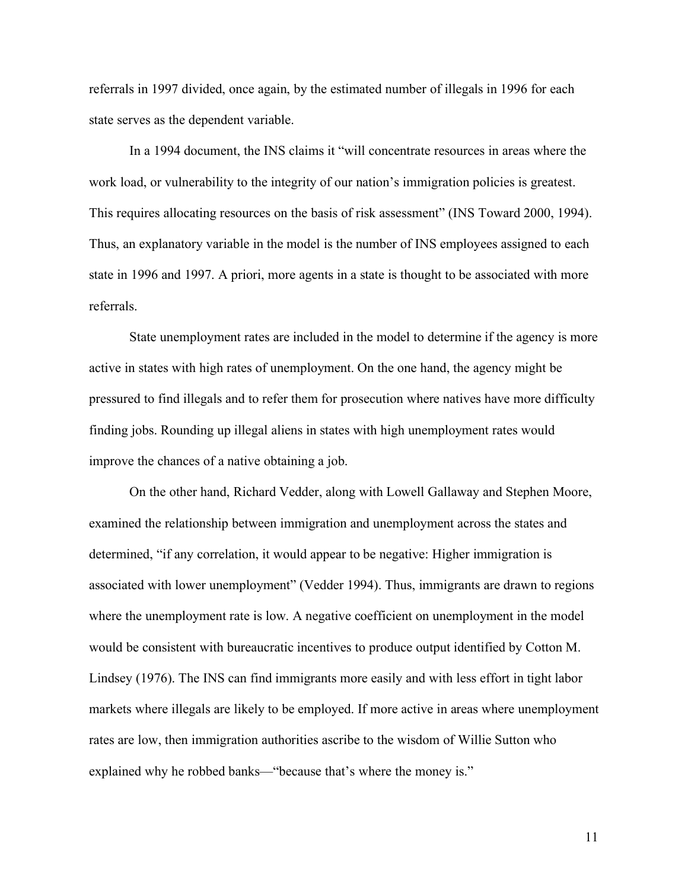referrals in 1997 divided, once again, by the estimated number of illegals in 1996 for each state serves as the dependent variable.

In a 1994 document, the INS claims it "will concentrate resources in areas where the work load, or vulnerability to the integrity of our nation's immigration policies is greatest. This requires allocating resources on the basis of risk assessment" (INS Toward 2000, 1994). Thus, an explanatory variable in the model is the number of INS employees assigned to each state in 1996 and 1997. A priori, more agents in a state is thought to be associated with more referrals.

State unemployment rates are included in the model to determine if the agency is more active in states with high rates of unemployment. On the one hand, the agency might be pressured to find illegals and to refer them for prosecution where natives have more difficulty finding jobs. Rounding up illegal aliens in states with high unemployment rates would improve the chances of a native obtaining a job.

On the other hand, Richard Vedder, along with Lowell Gallaway and Stephen Moore, examined the relationship between immigration and unemployment across the states and determined, "if any correlation, it would appear to be negative: Higher immigration is associated with lower unemployment" (Vedder 1994). Thus, immigrants are drawn to regions where the unemployment rate is low. A negative coefficient on unemployment in the model would be consistent with bureaucratic incentives to produce output identified by Cotton M. Lindsey (1976). The INS can find immigrants more easily and with less effort in tight labor markets where illegals are likely to be employed. If more active in areas where unemployment rates are low, then immigration authorities ascribe to the wisdom of Willie Sutton who explained why he robbed banks—"because that's where the money is."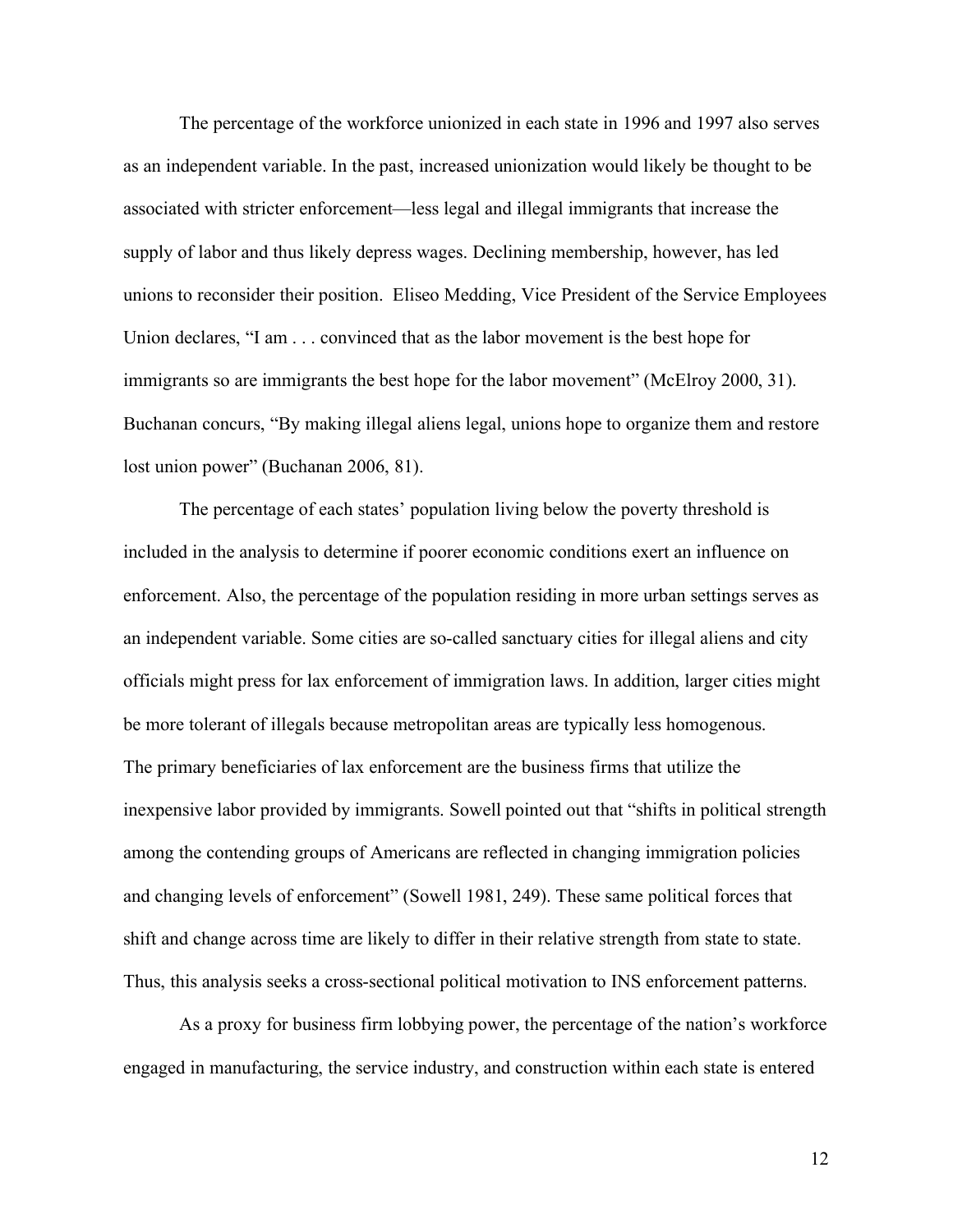The percentage of the workforce unionized in each state in 1996 and 1997 also serves as an independent variable. In the past, increased unionization would likely be thought to be associated with stricter enforcement—less legal and illegal immigrants that increase the supply of labor and thus likely depress wages. Declining membership, however, has led unions to reconsider their position. Eliseo Medding, Vice President of the Service Employees Union declares, "I am . . . convinced that as the labor movement is the best hope for immigrants so are immigrants the best hope for the labor movement" (McElroy 2000, 31). Buchanan concurs, "By making illegal aliens legal, unions hope to organize them and restore lost union power" (Buchanan 2006, 81).

The percentage of each states' population living below the poverty threshold is included in the analysis to determine if poorer economic conditions exert an influence on enforcement. Also, the percentage of the population residing in more urban settings serves as an independent variable. Some cities are so-called sanctuary cities for illegal aliens and city officials might press for lax enforcement of immigration laws. In addition, larger cities might be more tolerant of illegals because metropolitan areas are typically less homogenous. The primary beneficiaries of lax enforcement are the business firms that utilize the inexpensive labor provided by immigrants. Sowell pointed out that "shifts in political strength among the contending groups of Americans are reflected in changing immigration policies and changing levels of enforcement" (Sowell 1981, 249). These same political forces that shift and change across time are likely to differ in their relative strength from state to state. Thus, this analysis seeks a cross-sectional political motivation to INS enforcement patterns.

As a proxy for business firm lobbying power, the percentage of the nation's workforce engaged in manufacturing, the service industry, and construction within each state is entered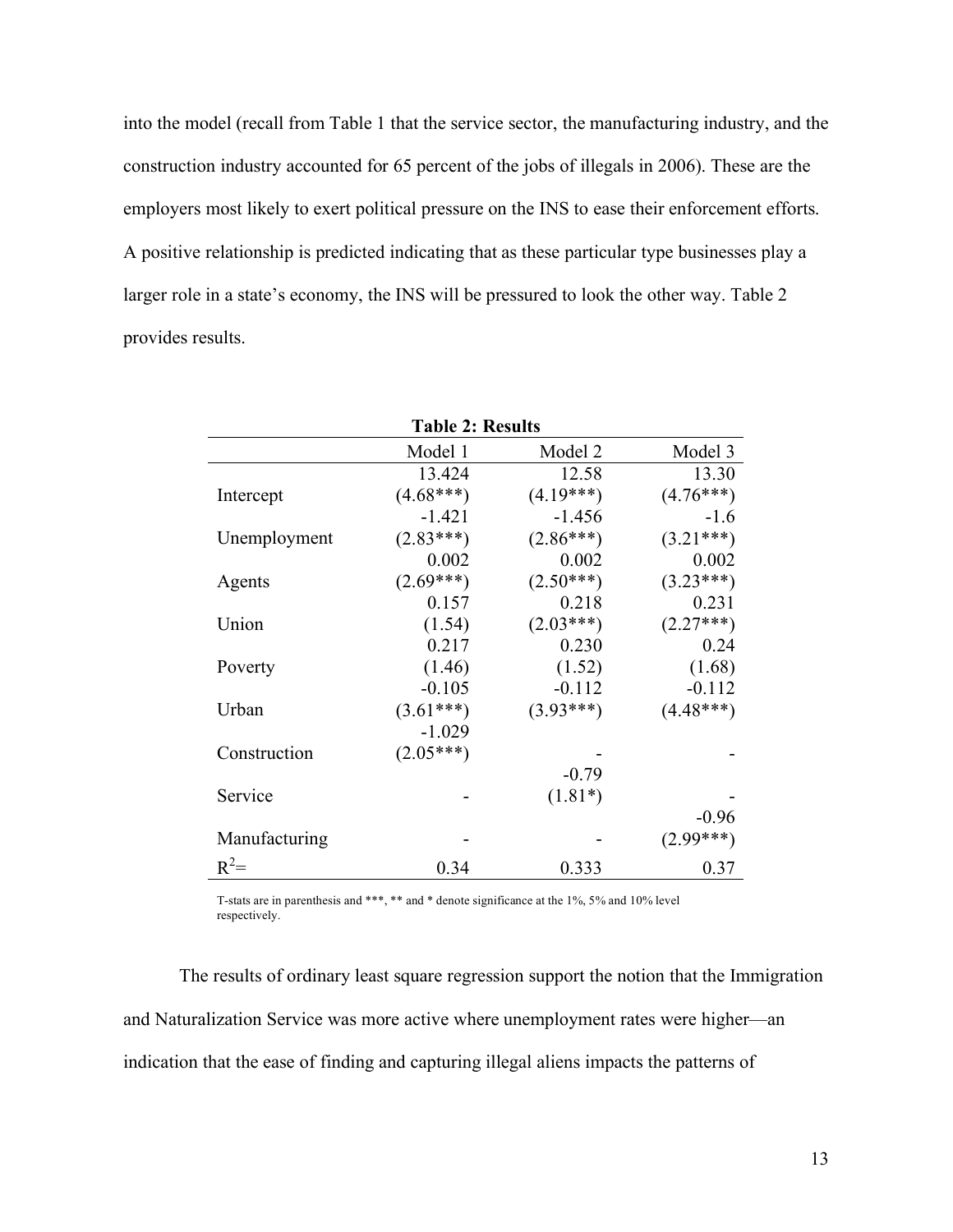into the model (recall from Table 1 that the service sector, the manufacturing industry, and the construction industry accounted for 65 percent of the jobs of illegals in 2006). These are the employers most likely to exert political pressure on the INS to ease their enforcement efforts. A positive relationship is predicted indicating that as these particular type businesses play a larger role in a state's economy, the INS will be pressured to look the other way. Table 2 provides results.

**Table 2: Results**

| | Model 1 | Model 2 | Model 3 |
|---|---|---|---|
| Intercept | 13.424<br>(4.68***) | 12.58<br>(4.19***) | 13.30<br>(4.76***) |
| Unemployment | -1.421<br>(2.83***) | -1.456<br>(2.86***) | -1.6<br>(3.21***) |
| Agents | 0.002<br>(2.69***) | 0.002<br>(2.50***) | 0.002<br>(3.23***) |
| Union | 0.157<br>(1.54) | 0.218<br>(2.03***) | 0.231<br>(2.27***) |
| Poverty | 0.217<br>(1.46) | 0.230<br>(1.52) | 0.24<br>(1.68) |
| Urban | -0.105<br>(3.61***) | -0.112<br>(3.93***) | -0.112<br>(4.48***) |
| Construction | -1.029<br>(2.05***) | - | - |
| Service | - | -0.79<br>(1.81*) | - |
| Manufacturing | - | - | -0.96<br>(2.99***) |
| $R^2$= | 0.34 | 0.333 | 0.37 |

T-stats are in parenthesis and ***, ** and * denote significance at the 1%, 5% and 10% level respectively.

The results of ordinary least square regression support the notion that the Immigration and Naturalization Service was more active where unemployment rates were higher—an indication that the ease of finding and capturing illegal aliens impacts the patterns of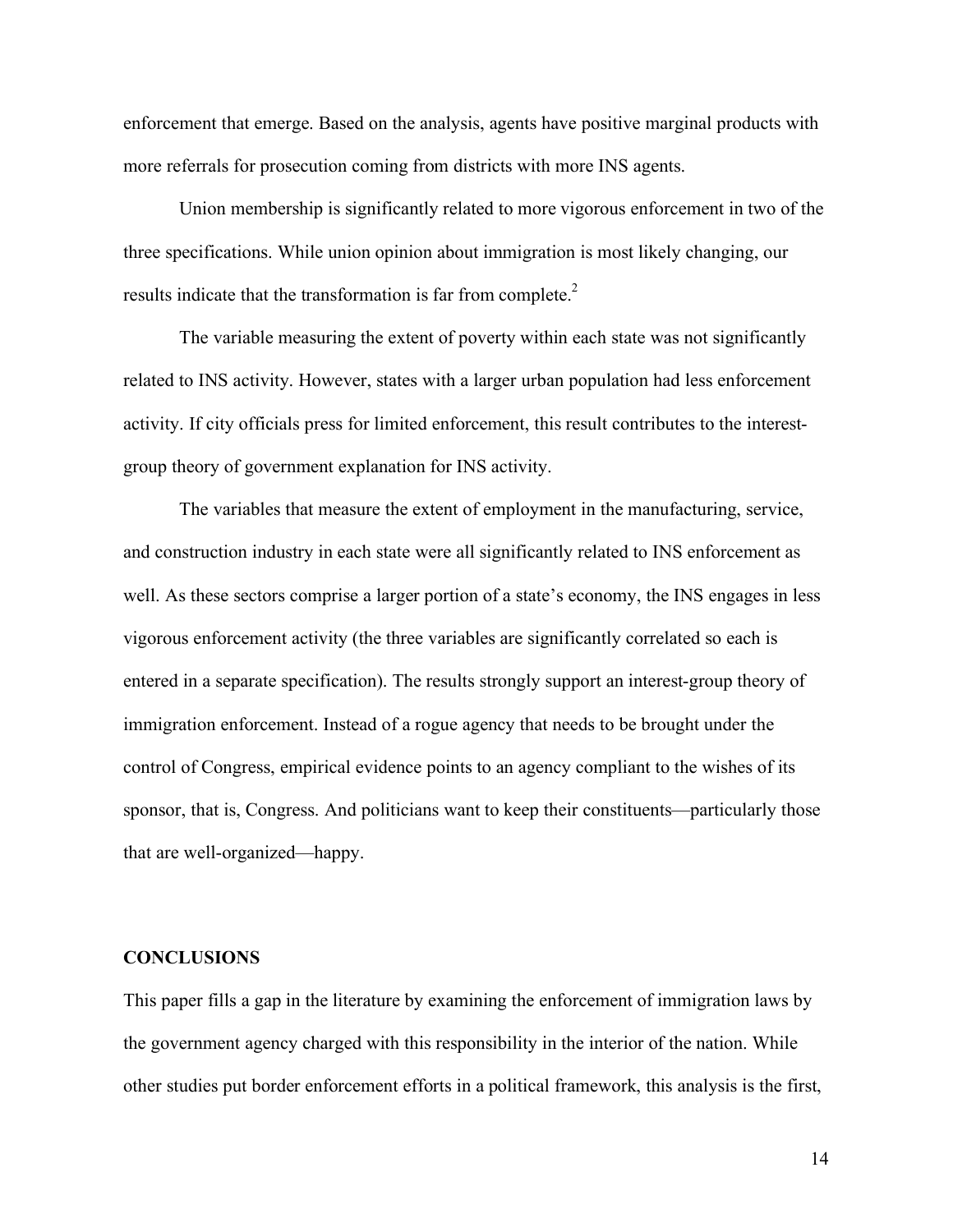enforcement that emerge. Based on the analysis, agents have positive marginal products with more referrals for prosecution coming from districts with more INS agents.

Union membership is significantly related to more vigorous enforcement in two of the three specifications. While union opinion about immigration is most likely changing, our results indicate that the transformation is far from complete.[2]

The variable measuring the extent of poverty within each state was not significantly related to INS activity. However, states with a larger urban population had less enforcement activity. If city officials press for limited enforcement, this result contributes to the interest-group theory of government explanation for INS activity.

The variables that measure the extent of employment in the manufacturing, service, and construction industry in each state were all significantly related to INS enforcement as well. As these sectors comprise a larger portion of a state's economy, the INS engages in less vigorous enforcement activity (the three variables are significantly correlated so each is entered in a separate specification). The results strongly support an interest-group theory of immigration enforcement. Instead of a rogue agency that needs to be brought under the control of Congress, empirical evidence points to an agency compliant to the wishes of its sponsor, that is, Congress. And politicians want to keep their constituents—particularly those that are well-organized—happy.

## CONCLUSIONS

This paper fills a gap in the literature by examining the enforcement of immigration laws by the government agency charged with this responsibility in the interior of the nation. While other studies put border enforcement efforts in a political framework, this analysis is the first,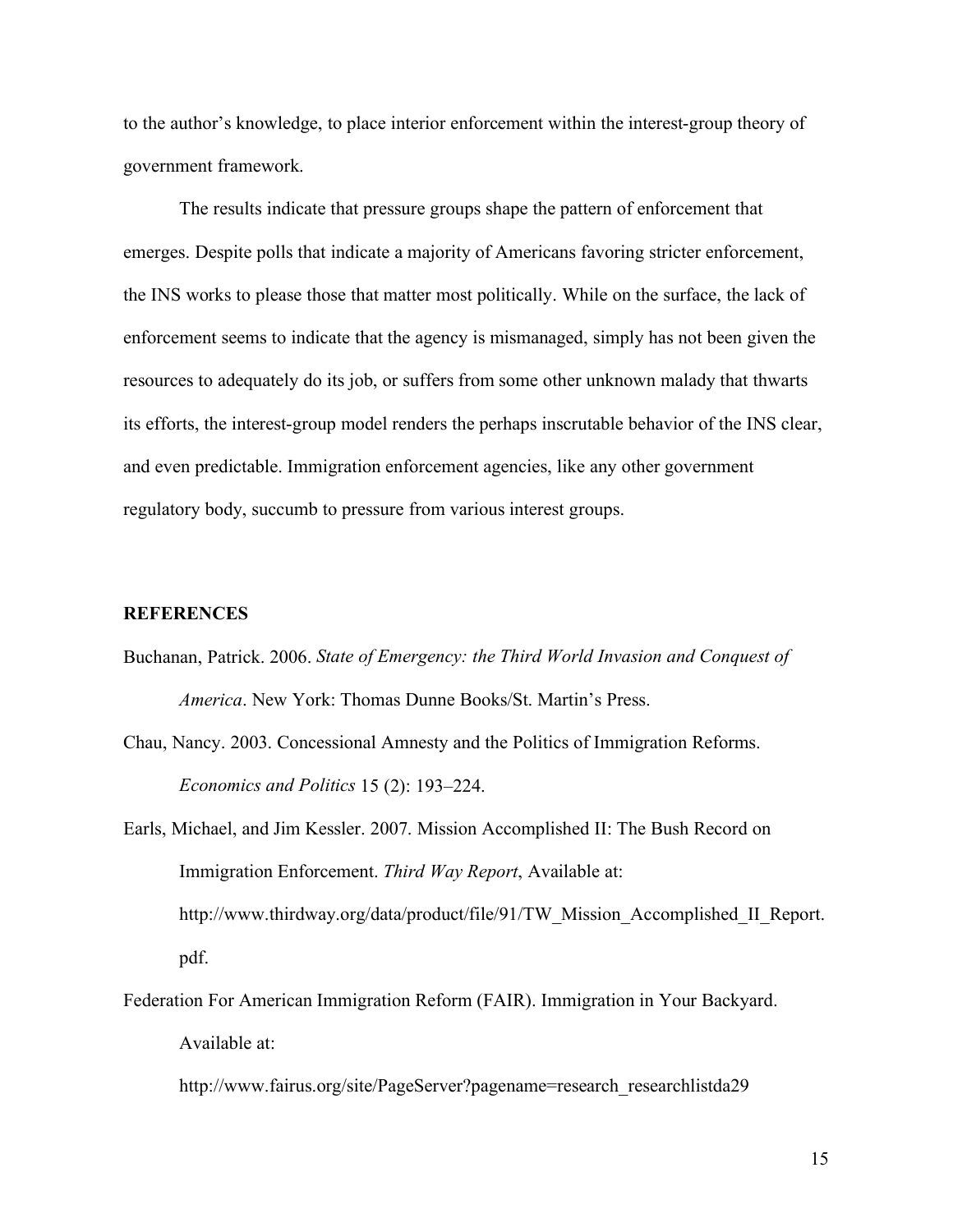to the author's knowledge, to place interior enforcement within the interest-group theory of government framework.

The results indicate that pressure groups shape the pattern of enforcement that emerges. Despite polls that indicate a majority of Americans favoring stricter enforcement, the INS works to please those that matter most politically. While on the surface, the lack of enforcement seems to indicate that the agency is mismanaged, simply has not been given the resources to adequately do its job, or suffers from some other unknown malady that thwarts its efforts, the interest-group model renders the perhaps inscrutable behavior of the INS clear, and even predictable. Immigration enforcement agencies, like any other government regulatory body, succumb to pressure from various interest groups.

## REFERENCES

Buchanan, Patrick. 2006. *State of Emergency: the Third World Invasion and Conquest of America*. New York: Thomas Dunne Books/St. Martin's Press.

Chau, Nancy. 2003. Concessional Amnesty and the Politics of Immigration Reforms. *Economics and Politics* 15 (2): 193–224.

Earls, Michael, and Jim Kessler. 2007. Mission Accomplished II: The Bush Record on Immigration Enforcement. *Third Way Report*, Available at: http://www.thirdway.org/data/product/file/91/TW_Mission_Accomplished_II_Report.pdf.

Federation For American Immigration Reform (FAIR). Immigration in Your Backyard. Available at: http://www.fairus.org/site/PageServer?pagename=research_researchlistda29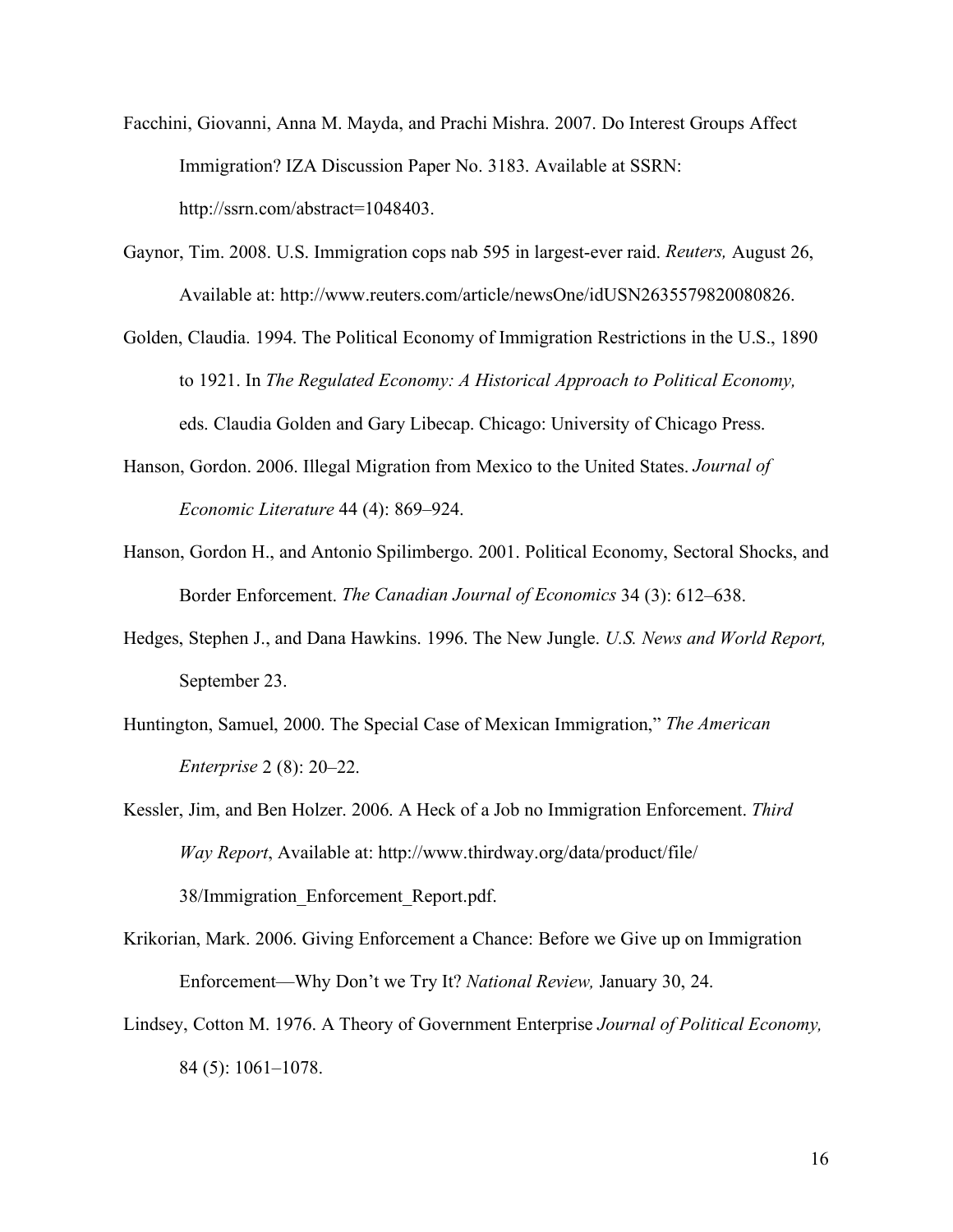Facchini, Giovanni, Anna M. Mayda, and Prachi Mishra. 2007. Do Interest Groups Affect Immigration? IZA Discussion Paper No. 3183. Available at SSRN: http://ssrn.com/abstract=1048403.

Gaynor, Tim. 2008. U.S. Immigration cops nab 595 in largest-ever raid. *Reuters,* August 26, Available at: http://www.reuters.com/article/newsOne/idUSN2635579820080826.

Golden, Claudia. 1994. The Political Economy of Immigration Restrictions in the U.S., 1890 to 1921. In *The Regulated Economy: A Historical Approach to Political Economy,* eds. Claudia Golden and Gary Libecap. Chicago: University of Chicago Press.

Hanson, Gordon. 2006. Illegal Migration from Mexico to the United States. *Journal of Economic Literature* 44 (4): 869–924.

Hanson, Gordon H., and Antonio Spilimbergo. 2001. Political Economy, Sectoral Shocks, and Border Enforcement. *The Canadian Journal of Economics* 34 (3): 612–638.

Hedges, Stephen J., and Dana Hawkins. 1996. The New Jungle. *U.S. News and World Report,* September 23.

Huntington, Samuel, 2000. The Special Case of Mexican Immigration," *The American Enterprise* 2 (8): 20–22.

Kessler, Jim, and Ben Holzer. 2006. A Heck of a Job no Immigration Enforcement. *Third Way Report*, Available at: http://www.thirdway.org/data/product/file/38/Immigration_Enforcement_Report.pdf.

Krikorian, Mark. 2006. Giving Enforcement a Chance: Before we Give up on Immigration Enforcement—Why Don't we Try It? *National Review,* January 30, 24.

Lindsey, Cotton M. 1976. A Theory of Government Enterprise *Journal of Political Economy,* 84 (5): 1061–1078.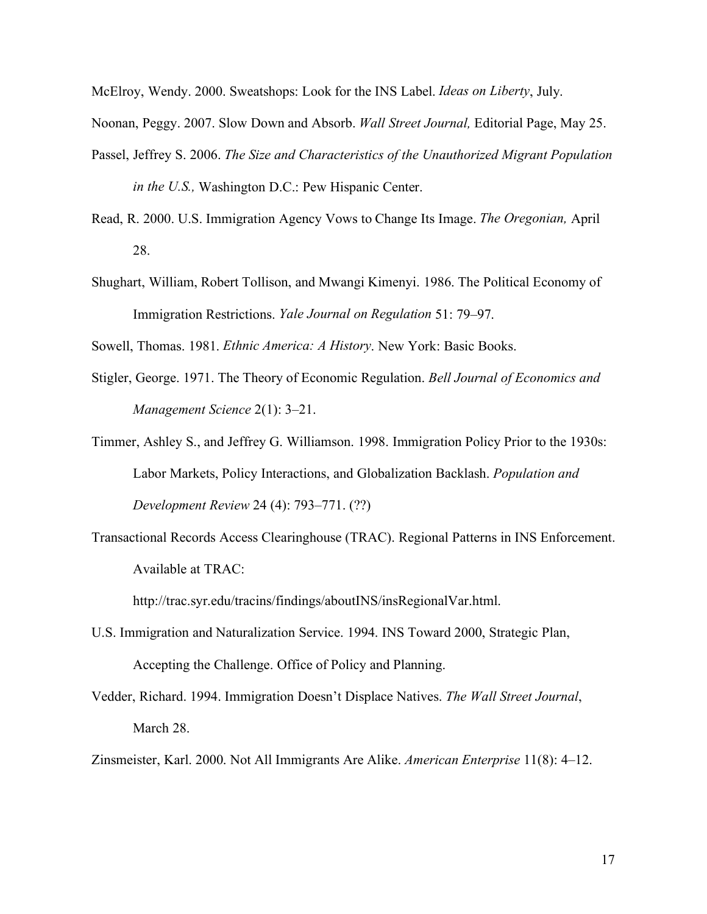McElroy, Wendy. 2000. Sweatshops: Look for the INS Label. *Ideas on Liberty*, July.

Noonan, Peggy. 2007. Slow Down and Absorb. *Wall Street Journal,* Editorial Page, May 25.

Passel, Jeffrey S. 2006. *The Size and Characteristics of the Unauthorized Migrant Population in the U.S.,* Washington D.C.: Pew Hispanic Center.

Read, R. 2000. U.S. Immigration Agency Vows to Change Its Image. *The Oregonian,* April 28.

Shughart, William, Robert Tollison, and Mwangi Kimenyi. 1986. The Political Economy of Immigration Restrictions. *Yale Journal on Regulation* 51: 79–97.

Sowell, Thomas. 1981. *Ethnic America: A History*. New York: Basic Books.

Stigler, George. 1971. The Theory of Economic Regulation. *Bell Journal of Economics and Management Science* 2(1): 3–21.

Timmer, Ashley S., and Jeffrey G. Williamson. 1998. Immigration Policy Prior to the 1930s: Labor Markets, Policy Interactions, and Globalization Backlash. *Population and Development Review* 24 (4): 793–771. (??)

Transactional Records Access Clearinghouse (TRAC). Regional Patterns in INS Enforcement. Available at TRAC: http://trac.syr.edu/tracins/findings/aboutINS/insRegionalVar.html.

U.S. Immigration and Naturalization Service. 1994. INS Toward 2000, Strategic Plan, Accepting the Challenge. Office of Policy and Planning.

Vedder, Richard. 1994. Immigration Doesn't Displace Natives. *The Wall Street Journal*, March 28.

Zinsmeister, Karl. 2000. Not All Immigrants Are Alike. *American Enterprise* 11(8): 4–12.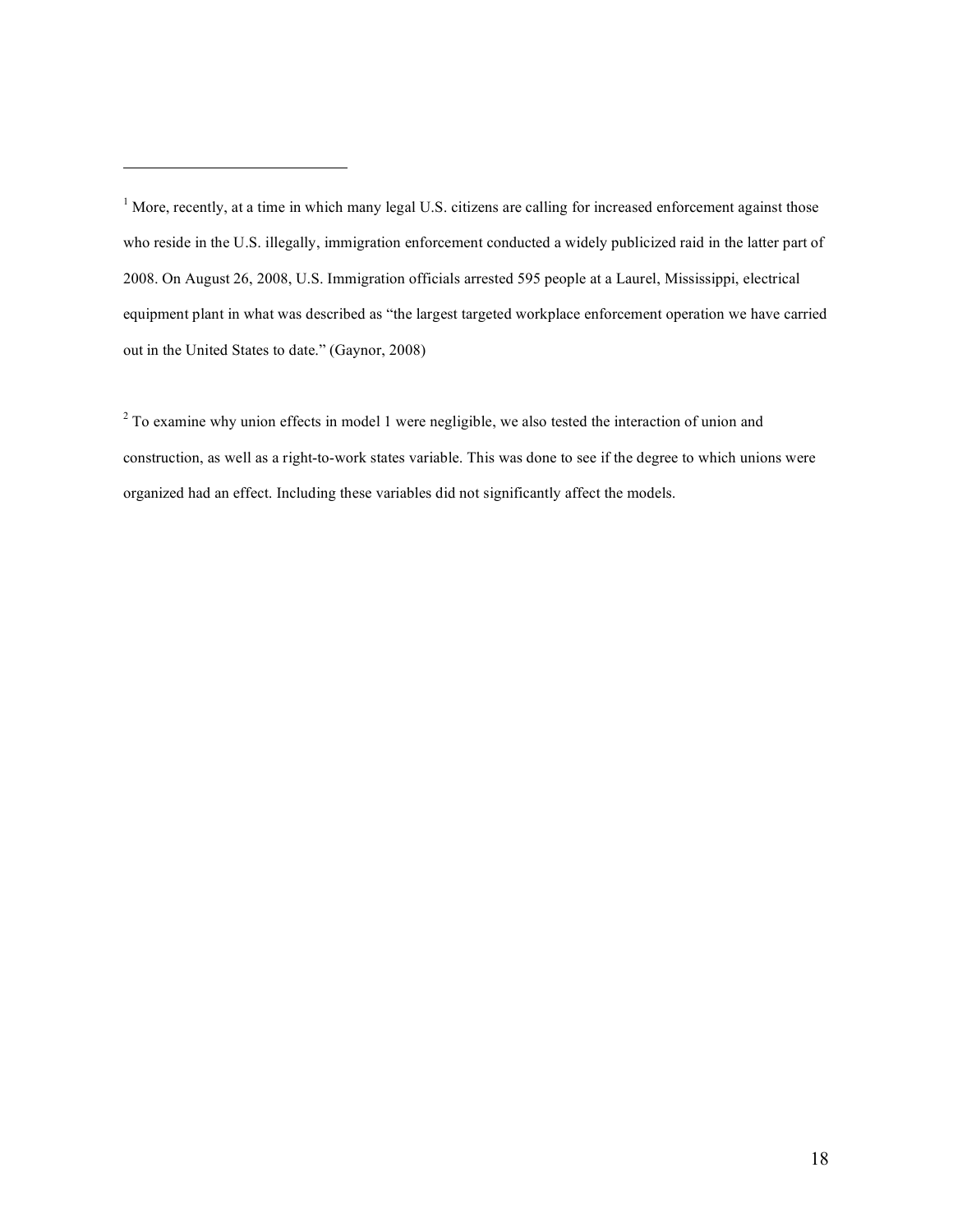[1] More, recently, at a time in which many legal U.S. citizens are calling for increased enforcement against those who reside in the U.S. illegally, immigration enforcement conducted a widely publicized raid in the latter part of 2008. On August 26, 2008, U.S. Immigration officials arrested 595 people at a Laurel, Mississippi, electrical equipment plant in what was described as "the largest targeted workplace enforcement operation we have carried out in the United States to date." (Gaynor, 2008)

[2] To examine why union effects in model 1 were negligible, we also tested the interaction of union and construction, as well as a right-to-work states variable. This was done to see if the degree to which unions were organized had an effect. Including these variables did not significantly affect the models.